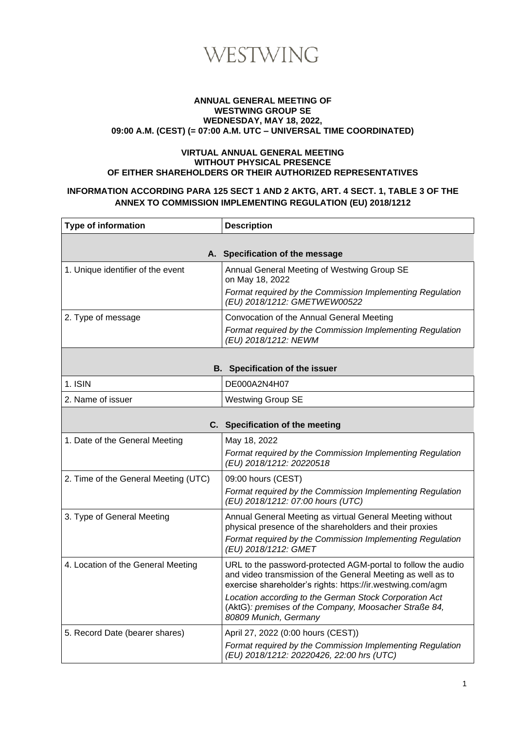# WESTWING

**ANNUAL GENERAL MEETING OF WESTWING GROUP SE WEDNESDAY, MAY 18, 2022, 09:00 A.M. (CEST) (= 07:00 A.M. UTC – UNIVERSAL TIME COORDINATED)**

**VIRTUAL ANNUAL GENERAL MEETING WITHOUT PHYSICAL PRESENCE OF EITHER SHAREHOLDERS OR THEIR AUTHORIZED REPRESENTATIVES**

**INFORMATION ACCORDING PARA 125 SECT 1 AND 2 AKTG, ART. 4 SECT. 1, TABLE 3 OF THE ANNEX TO COMMISSION IMPLEMENTING REGULATION (EU) 2018/1212**

| Type of information | Description |
|---|---|
| **A. Specification of the message** | |
| 1. Unique identifier of the event | Annual General Meeting of Westwing Group SE on May 18, 2022<br>*Format required by the Commission Implementing Regulation (EU) 2018/1212: GMETWEW00522* |
| 2. Type of message | Convocation of the Annual General Meeting<br>*Format required by the Commission Implementing Regulation (EU) 2018/1212: NEWM* |
| **B. Specification of the issuer** | |
| 1. ISIN | DE000A2N4H07 |
| 2. Name of issuer | Westwing Group SE |
| **C. Specification of the meeting** | |
| 1. Date of the General Meeting | May 18, 2022<br>*Format required by the Commission Implementing Regulation (EU) 2018/1212: 20220518* |
| 2. Time of the General Meeting (UTC) | 09:00 hours (CEST)<br>*Format required by the Commission Implementing Regulation (EU) 2018/1212: 07:00 hours (UTC)* |
| 3. Type of General Meeting | Annual General Meeting as virtual General Meeting without physical presence of the shareholders and their proxies<br>*Format required by the Commission Implementing Regulation (EU) 2018/1212: GMET* |
| 4. Location of the General Meeting | URL to the password-protected AGM-portal to follow the audio and video transmission of the General Meeting as well as to exercise shareholder's rights: https://ir.westwing.com/agm<br>*Location according to the German Stock Corporation Act* (AktG)*: premises of the Company, Moosacher Straße 84, 80809 Munich, Germany* |
| 5. Record Date (bearer shares) | April 27, 2022 (0:00 hours (CEST))<br>*Format required by the Commission Implementing Regulation (EU) 2018/1212: 20220426, 22:00 hrs (UTC)* |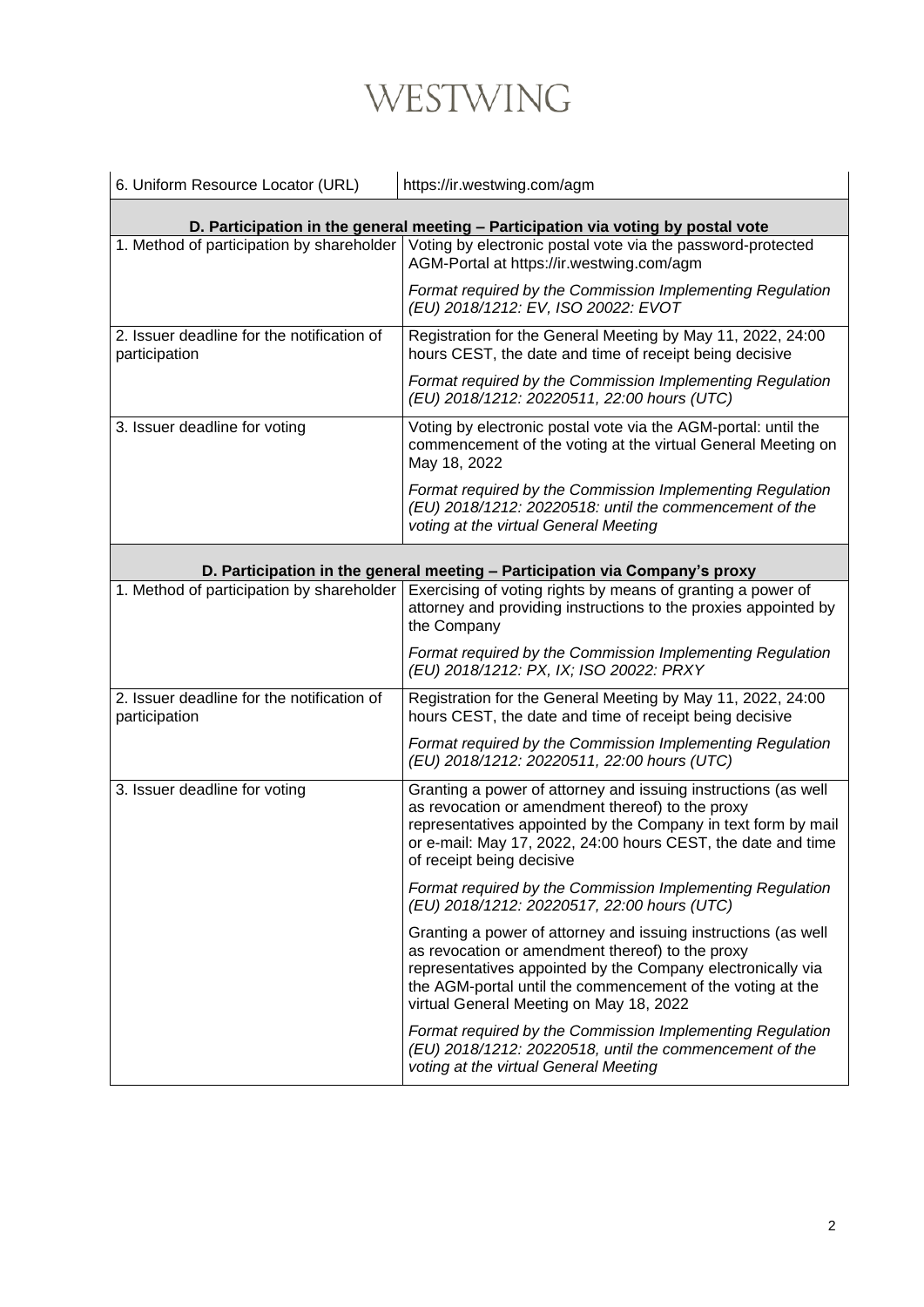| 6. Uniform Resource Locator (URL) | https://ir.westwing.com/agm |
|---|---|
| **D. Participation in the general meeting – Participation via voting by postal vote** | |
| 1. Method of participation by shareholder | Voting by electronic postal vote via the password-protected AGM-Portal at https://ir.westwing.com/agm<br><br>*Format required by the Commission Implementing Regulation (EU) 2018/1212: EV, ISO 20022: EVOT* |
| 2. Issuer deadline for the notification of participation | Registration for the General Meeting by May 11, 2022, 24:00 hours CEST, the date and time of receipt being decisive<br><br>*Format required by the Commission Implementing Regulation (EU) 2018/1212: 20220511, 22:00 hours (UTC)* |
| 3. Issuer deadline for voting | Voting by electronic postal vote via the AGM-portal: until the commencement of the voting at the virtual General Meeting on May 18, 2022<br><br>*Format required by the Commission Implementing Regulation (EU) 2018/1212: 20220518: until the commencement of the voting at the virtual General Meeting* |
| **D. Participation in the general meeting – Participation via Company's proxy** | |
| 1. Method of participation by shareholder | Exercising of voting rights by means of granting a power of attorney and providing instructions to the proxies appointed by the Company<br><br>*Format required by the Commission Implementing Regulation (EU) 2018/1212: PX, IX; ISO 20022: PRXY* |
| 2. Issuer deadline for the notification of participation | Registration for the General Meeting by May 11, 2022, 24:00 hours CEST, the date and time of receipt being decisive<br><br>*Format required by the Commission Implementing Regulation (EU) 2018/1212: 20220511, 22:00 hours (UTC)* |
| 3. Issuer deadline for voting | Granting a power of attorney and issuing instructions (as well as revocation or amendment thereof) to the proxy representatives appointed by the Company in text form by mail or e-mail: May 17, 2022, 24:00 hours CEST, the date and time of receipt being decisive<br><br>*Format required by the Commission Implementing Regulation (EU) 2018/1212: 20220517, 22:00 hours (UTC)*<br><br>Granting a power of attorney and issuing instructions (as well as revocation or amendment thereof) to the proxy representatives appointed by the Company electronically via the AGM-portal until the commencement of the voting at the virtual General Meeting on May 18, 2022<br><br>*Format required by the Commission Implementing Regulation (EU) 2018/1212: 20220518, until the commencement of the voting at the virtual General Meeting* |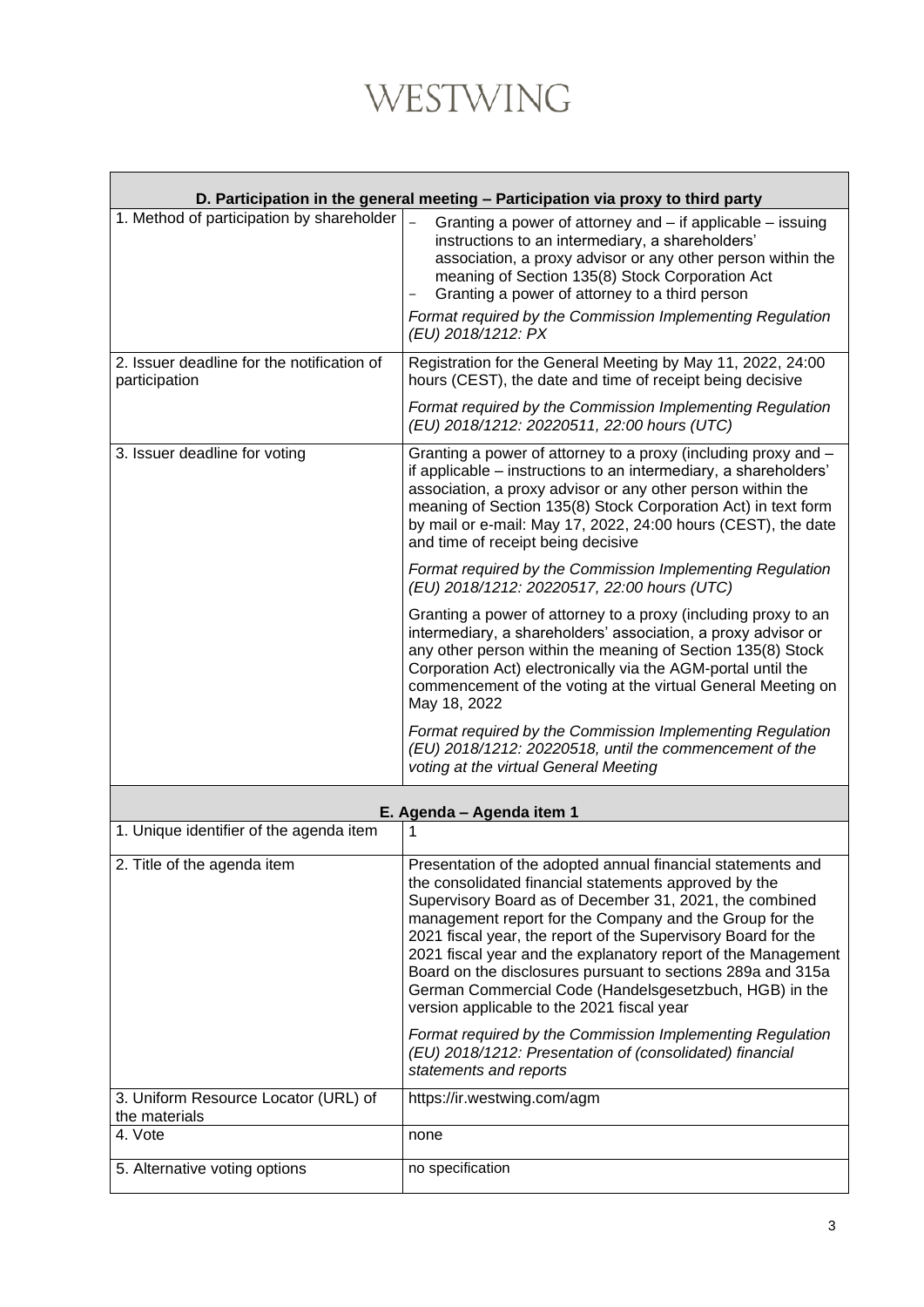| D. Participation in the general meeting – Participation via proxy to third party | |
|---|---|
| 1. Method of participation by shareholder | – Granting a power of attorney and – if applicable – issuing instructions to an intermediary, a shareholders' association, a proxy advisor or any other person within the meaning of Section 135(8) Stock Corporation Act<br>– Granting a power of attorney to a third person<br><br>*Format required by the Commission Implementing Regulation (EU) 2018/1212: PX* |
| 2. Issuer deadline for the notification of participation | Registration for the General Meeting by May 11, 2022, 24:00 hours (CEST), the date and time of receipt being decisive<br><br>*Format required by the Commission Implementing Regulation (EU) 2018/1212: 20220511, 22:00 hours (UTC)* |
| 3. Issuer deadline for voting | Granting a power of attorney to a proxy (including proxy and – if applicable – instructions to an intermediary, a shareholders' association, a proxy advisor or any other person within the meaning of Section 135(8) Stock Corporation Act) in text form by mail or e-mail: May 17, 2022, 24:00 hours (CEST), the date and time of receipt being decisive<br><br>*Format required by the Commission Implementing Regulation (EU) 2018/1212: 20220517, 22:00 hours (UTC)*<br><br>Granting a power of attorney to a proxy (including proxy to an intermediary, a shareholders' association, a proxy advisor or any other person within the meaning of Section 135(8) Stock Corporation Act) electronically via the AGM-portal until the commencement of the voting at the virtual General Meeting on May 18, 2022<br><br>*Format required by the Commission Implementing Regulation (EU) 2018/1212: 20220518, until the commencement of the voting at the virtual General Meeting* |

| E. Agenda – Agenda item 1 | |
|---|---|
| 1. Unique identifier of the agenda item | 1 |
| 2. Title of the agenda item | Presentation of the adopted annual financial statements and the consolidated financial statements approved by the Supervisory Board as of December 31, 2021, the combined management report for the Company and the Group for the 2021 fiscal year, the report of the Supervisory Board for the 2021 fiscal year and the explanatory report of the Management Board on the disclosures pursuant to sections 289a and 315a German Commercial Code (Handelsgesetzbuch, HGB) in the version applicable to the 2021 fiscal year<br><br>*Format required by the Commission Implementing Regulation (EU) 2018/1212: Presentation of (consolidated) financial statements and reports* |
| 3. Uniform Resource Locator (URL) of the materials | https://ir.westwing.com/agm |
| 4. Vote | none |
| 5. Alternative voting options | no specification |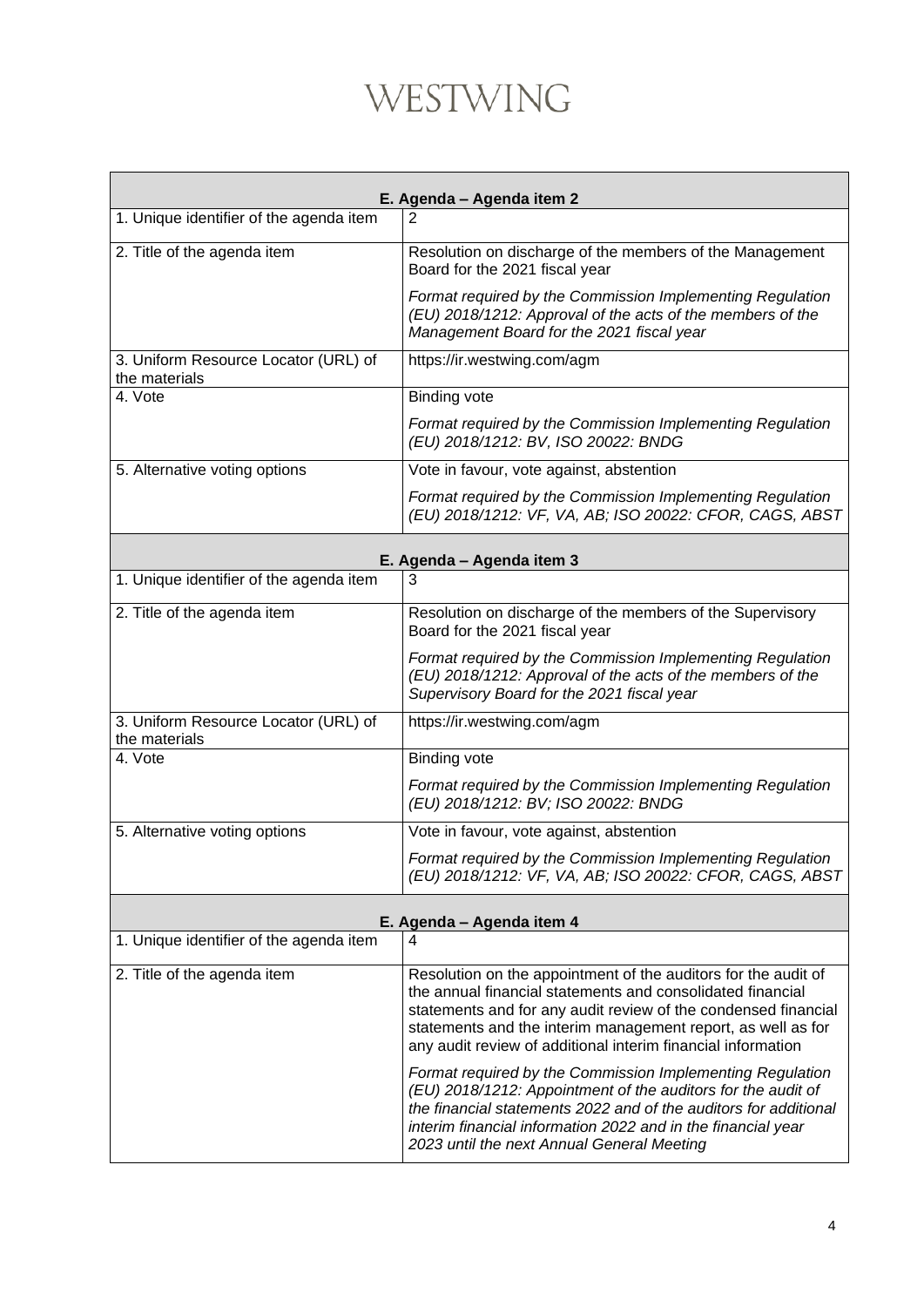WESTWING

| E. Agenda – Agenda item 2 | |
|---|---|
| 1. Unique identifier of the agenda item | 2 |
| 2. Title of the agenda item | Resolution on discharge of the members of the Management Board for the 2021 fiscal year<br><br>*Format required by the Commission Implementing Regulation (EU) 2018/1212: Approval of the acts of the members of the Management Board for the 2021 fiscal year* |
| 3. Uniform Resource Locator (URL) of the materials | https://ir.westwing.com/agm |
| 4. Vote | Binding vote<br><br>*Format required by the Commission Implementing Regulation (EU) 2018/1212: BV, ISO 20022: BNDG* |
| 5. Alternative voting options | Vote in favour, vote against, abstention<br><br>*Format required by the Commission Implementing Regulation (EU) 2018/1212: VF, VA, AB; ISO 20022: CFOR, CAGS, ABST* |

| E. Agenda – Agenda item 3 | |
|---|---|
| 1. Unique identifier of the agenda item | 3 |
| 2. Title of the agenda item | Resolution on discharge of the members of the Supervisory Board for the 2021 fiscal year<br><br>*Format required by the Commission Implementing Regulation (EU) 2018/1212: Approval of the acts of the members of the Supervisory Board for the 2021 fiscal year* |
| 3. Uniform Resource Locator (URL) of the materials | https://ir.westwing.com/agm |
| 4. Vote | Binding vote<br><br>*Format required by the Commission Implementing Regulation (EU) 2018/1212: BV; ISO 20022: BNDG* |
| 5. Alternative voting options | Vote in favour, vote against, abstention<br><br>*Format required by the Commission Implementing Regulation (EU) 2018/1212: VF, VA, AB; ISO 20022: CFOR, CAGS, ABST* |

| E. Agenda – Agenda item 4 | |
|---|---|
| 1. Unique identifier of the agenda item | 4 |
| 2. Title of the agenda item | Resolution on the appointment of the auditors for the audit of the annual financial statements and consolidated financial statements and for any audit review of the condensed financial statements and the interim management report, as well as for any audit review of additional interim financial information<br><br>*Format required by the Commission Implementing Regulation (EU) 2018/1212: Appointment of the auditors for the audit of the financial statements 2022 and of the auditors for additional interim financial information 2022 and in the financial year 2023 until the next Annual General Meeting* |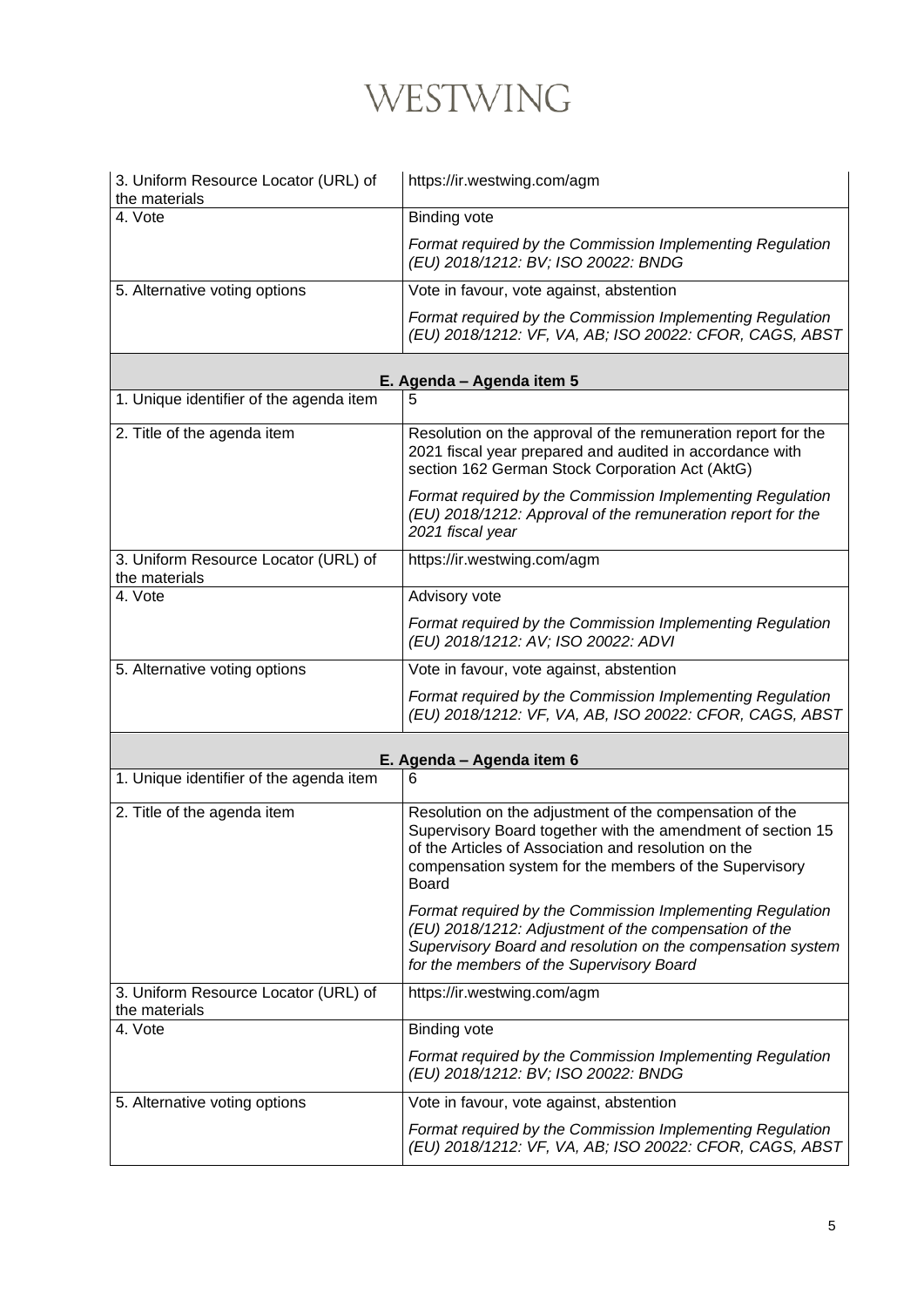| 3. Uniform Resource Locator (URL) of the materials | https://ir.westwing.com/agm |
|---|---|
| 4. Vote | Binding vote<br><br>*Format required by the Commission Implementing Regulation (EU) 2018/1212: BV; ISO 20022: BNDG* |
| 5. Alternative voting options | Vote in favour, vote against, abstention<br><br>*Format required by the Commission Implementing Regulation (EU) 2018/1212: VF, VA, AB; ISO 20022: CFOR, CAGS, ABST* |

| E. Agenda – Agenda item 5 | |
|---|---|
| 1. Unique identifier of the agenda item | 5 |
| 2. Title of the agenda item | Resolution on the approval of the remuneration report for the 2021 fiscal year prepared and audited in accordance with section 162 German Stock Corporation Act (AktG)<br><br>*Format required by the Commission Implementing Regulation (EU) 2018/1212: Approval of the remuneration report for the 2021 fiscal year* |
| 3. Uniform Resource Locator (URL) of the materials | https://ir.westwing.com/agm |
| 4. Vote | Advisory vote<br><br>*Format required by the Commission Implementing Regulation (EU) 2018/1212: AV; ISO 20022: ADVI* |
| 5. Alternative voting options | Vote in favour, vote against, abstention<br><br>*Format required by the Commission Implementing Regulation (EU) 2018/1212: VF, VA, AB, ISO 20022: CFOR, CAGS, ABST* |

| E. Agenda – Agenda item 6 | |
|---|---|
| 1. Unique identifier of the agenda item | 6 |
| 2. Title of the agenda item | Resolution on the adjustment of the compensation of the Supervisory Board together with the amendment of section 15 of the Articles of Association and resolution on the compensation system for the members of the Supervisory Board<br><br>*Format required by the Commission Implementing Regulation (EU) 2018/1212: Adjustment of the compensation of the Supervisory Board and resolution on the compensation system for the members of the Supervisory Board* |
| 3. Uniform Resource Locator (URL) of the materials | https://ir.westwing.com/agm |
| 4. Vote | Binding vote<br><br>*Format required by the Commission Implementing Regulation (EU) 2018/1212: BV; ISO 20022: BNDG* |
| 5. Alternative voting options | Vote in favour, vote against, abstention<br><br>*Format required by the Commission Implementing Regulation (EU) 2018/1212: VF, VA, AB; ISO 20022: CFOR, CAGS, ABST* |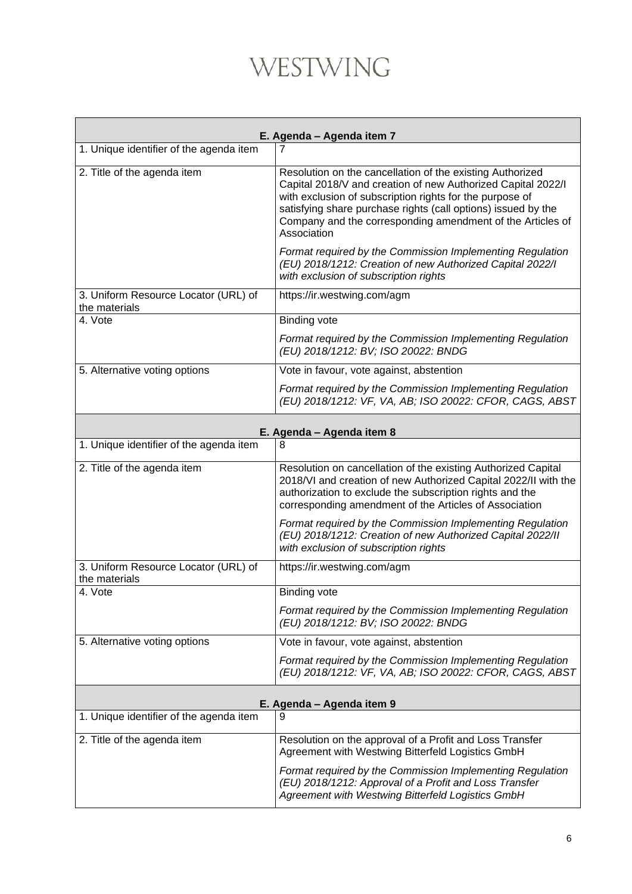# WESTWING

| E. Agenda – Agenda item 7 | |
|---|---|
| 1. Unique identifier of the agenda item | 7 |
| 2. Title of the agenda item | Resolution on the cancellation of the existing Authorized Capital 2018/V and creation of new Authorized Capital 2022/I with exclusion of subscription rights for the purpose of satisfying share purchase rights (call options) issued by the Company and the corresponding amendment of the Articles of Association<br><br>*Format required by the Commission Implementing Regulation (EU) 2018/1212: Creation of new Authorized Capital 2022/I with exclusion of subscription rights* |
| 3. Uniform Resource Locator (URL) of the materials | https://ir.westwing.com/agm |
| 4. Vote | Binding vote<br><br>*Format required by the Commission Implementing Regulation (EU) 2018/1212: BV; ISO 20022: BNDG* |
| 5. Alternative voting options | Vote in favour, vote against, abstention<br><br>*Format required by the Commission Implementing Regulation (EU) 2018/1212: VF, VA, AB; ISO 20022: CFOR, CAGS, ABST* |

| E. Agenda – Agenda item 8 | |
|---|---|
| 1. Unique identifier of the agenda item | 8 |
| 2. Title of the agenda item | Resolution on cancellation of the existing Authorized Capital 2018/VI and creation of new Authorized Capital 2022/II with the authorization to exclude the subscription rights and the corresponding amendment of the Articles of Association<br><br>*Format required by the Commission Implementing Regulation (EU) 2018/1212: Creation of new Authorized Capital 2022/II with exclusion of subscription rights* |
| 3. Uniform Resource Locator (URL) of the materials | https://ir.westwing.com/agm |
| 4. Vote | Binding vote<br><br>*Format required by the Commission Implementing Regulation (EU) 2018/1212: BV; ISO 20022: BNDG* |
| 5. Alternative voting options | Vote in favour, vote against, abstention<br><br>*Format required by the Commission Implementing Regulation (EU) 2018/1212: VF, VA, AB; ISO 20022: CFOR, CAGS, ABST* |

| E. Agenda – Agenda item 9 | |
|---|---|
| 1. Unique identifier of the agenda item | 9 |
| 2. Title of the agenda item | Resolution on the approval of a Profit and Loss Transfer Agreement with Westwing Bitterfeld Logistics GmbH<br><br>*Format required by the Commission Implementing Regulation (EU) 2018/1212: Approval of a Profit and Loss Transfer Agreement with Westwing Bitterfeld Logistics GmbH* |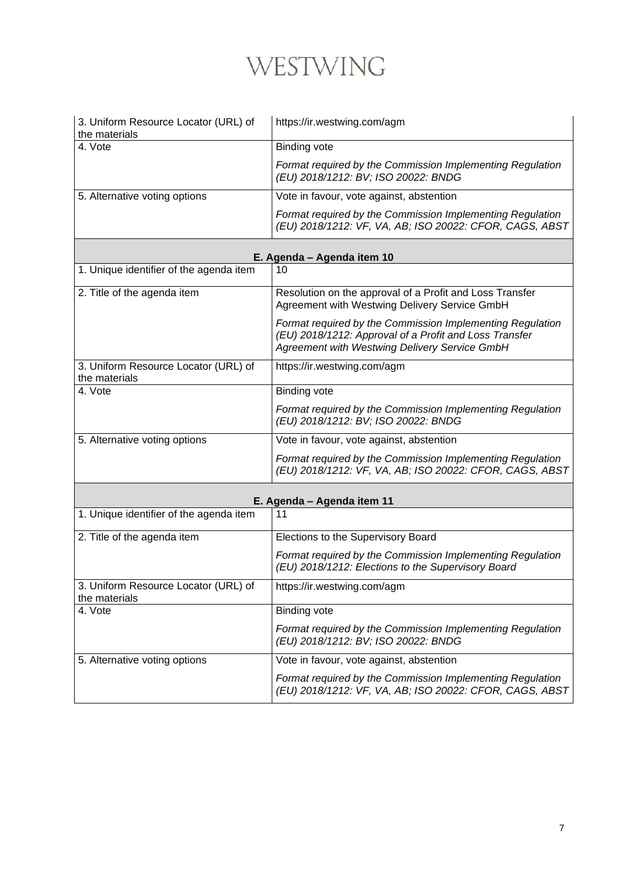| | |
|---|---|
| 3. Uniform Resource Locator (URL) of the materials | https://ir.westwing.com/agm |
| 4. Vote | Binding vote<br><br>*Format required by the Commission Implementing Regulation (EU) 2018/1212: BV; ISO 20022: BNDG* |
| 5. Alternative voting options | Vote in favour, vote against, abstention<br><br>*Format required by the Commission Implementing Regulation (EU) 2018/1212: VF, VA, AB; ISO 20022: CFOR, CAGS, ABST* |

| **E. Agenda – Agenda item 10** | |
|---|---|
| 1. Unique identifier of the agenda item | 10 |
| 2. Title of the agenda item | Resolution on the approval of a Profit and Loss Transfer Agreement with Westwing Delivery Service GmbH<br><br>*Format required by the Commission Implementing Regulation (EU) 2018/1212: Approval of a Profit and Loss Transfer Agreement with Westwing Delivery Service GmbH* |
| 3. Uniform Resource Locator (URL) of the materials | https://ir.westwing.com/agm |
| 4. Vote | Binding vote<br><br>*Format required by the Commission Implementing Regulation (EU) 2018/1212: BV; ISO 20022: BNDG* |
| 5. Alternative voting options | Vote in favour, vote against, abstention<br><br>*Format required by the Commission Implementing Regulation (EU) 2018/1212: VF, VA, AB; ISO 20022: CFOR, CAGS, ABST* |

| **E. Agenda – Agenda item 11** | |
|---|---|
| 1. Unique identifier of the agenda item | 11 |
| 2. Title of the agenda item | Elections to the Supervisory Board<br><br>*Format required by the Commission Implementing Regulation (EU) 2018/1212: Elections to the Supervisory Board* |
| 3. Uniform Resource Locator (URL) of the materials | https://ir.westwing.com/agm |
| 4. Vote | Binding vote<br><br>*Format required by the Commission Implementing Regulation (EU) 2018/1212: BV; ISO 20022: BNDG* |
| 5. Alternative voting options | Vote in favour, vote against, abstention<br><br>*Format required by the Commission Implementing Regulation (EU) 2018/1212: VF, VA, AB; ISO 20022: CFOR, CAGS, ABST* |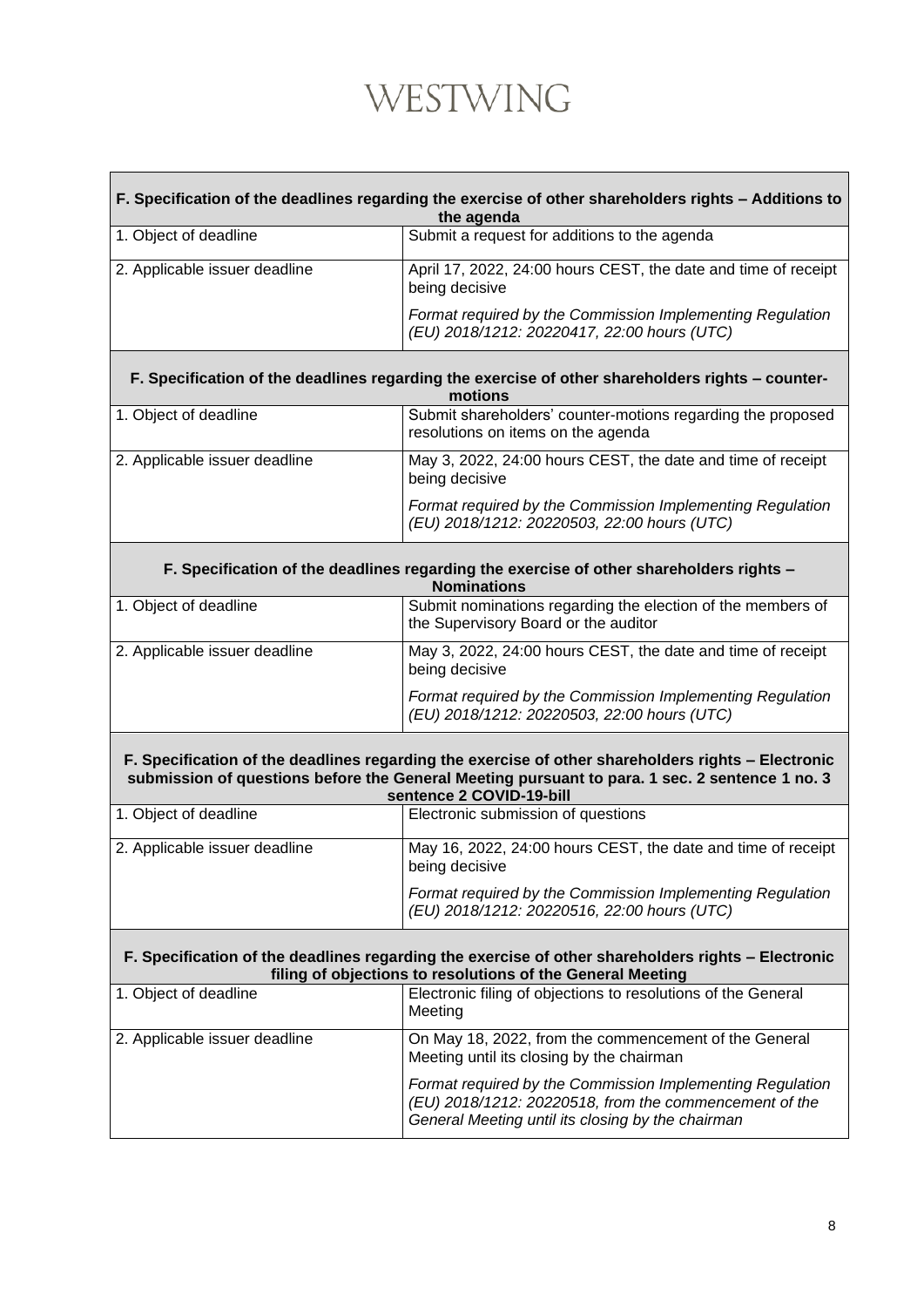WESTWING

| F. Specification of the deadlines regarding the exercise of other shareholders rights – Additions to the agenda | |
|---|---|
| 1. Object of deadline | Submit a request for additions to the agenda |
| 2. Applicable issuer deadline | April 17, 2022, 24:00 hours CEST, the date and time of receipt being decisive<br>*Format required by the Commission Implementing Regulation (EU) 2018/1212: 20220417, 22:00 hours (UTC)* |

| F. Specification of the deadlines regarding the exercise of other shareholders rights – counter-motions | |
|---|---|
| 1. Object of deadline | Submit shareholders' counter-motions regarding the proposed resolutions on items on the agenda |
| 2. Applicable issuer deadline | May 3, 2022, 24:00 hours CEST, the date and time of receipt being decisive<br>*Format required by the Commission Implementing Regulation (EU) 2018/1212: 20220503, 22:00 hours (UTC)* |

| F. Specification of the deadlines regarding the exercise of other shareholders rights – Nominations | |
|---|---|
| 1. Object of deadline | Submit nominations regarding the election of the members of the Supervisory Board or the auditor |
| 2. Applicable issuer deadline | May 3, 2022, 24:00 hours CEST, the date and time of receipt being decisive<br>*Format required by the Commission Implementing Regulation (EU) 2018/1212: 20220503, 22:00 hours (UTC)* |

| F. Specification of the deadlines regarding the exercise of other shareholders rights – Electronic submission of questions before the General Meeting pursuant to para. 1 sec. 2 sentence 1 no. 3 sentence 2 COVID-19-bill | |
|---|---|
| 1. Object of deadline | Electronic submission of questions |
| 2. Applicable issuer deadline | May 16, 2022, 24:00 hours CEST, the date and time of receipt being decisive<br>*Format required by the Commission Implementing Regulation (EU) 2018/1212: 20220516, 22:00 hours (UTC)* |

| F. Specification of the deadlines regarding the exercise of other shareholders rights – Electronic filing of objections to resolutions of the General Meeting | |
|---|---|
| 1. Object of deadline | Electronic filing of objections to resolutions of the General Meeting |
| 2. Applicable issuer deadline | On May 18, 2022, from the commencement of the General Meeting until its closing by the chairman<br>*Format required by the Commission Implementing Regulation (EU) 2018/1212: 20220518, from the commencement of the General Meeting until its closing by the chairman* |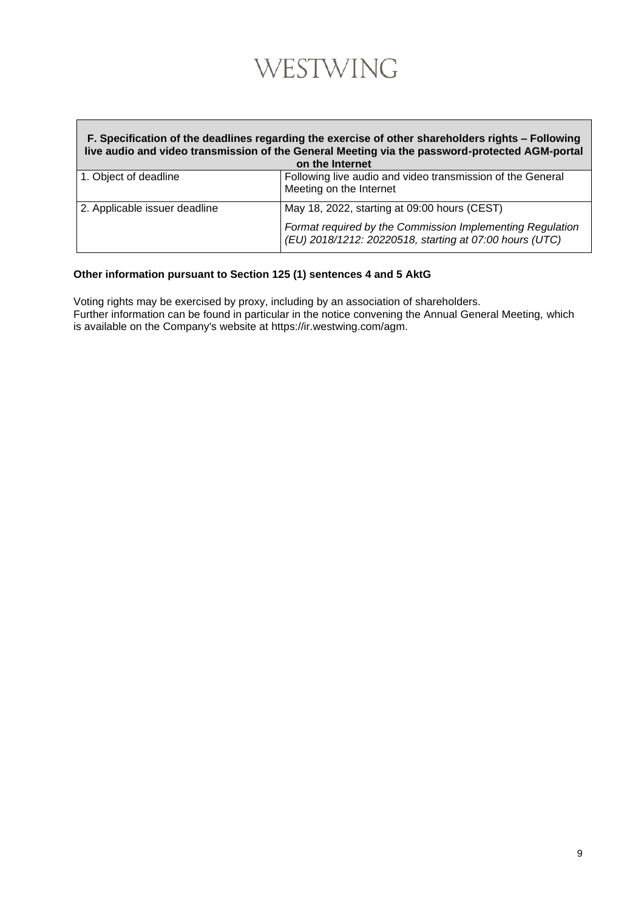| F. Specification of the deadlines regarding the exercise of other shareholders rights – Following live audio and video transmission of the General Meeting via the password-protected AGM-portal on the Internet | |
|---|---|
| 1. Object of deadline | Following live audio and video transmission of the General Meeting on the Internet |
| 2. Applicable issuer deadline | May 18, 2022, starting at 09:00 hours (CEST)<br><br>*Format required by the Commission Implementing Regulation (EU) 2018/1212: 20220518, starting at 07:00 hours (UTC)* |

**Other information pursuant to Section 125 (1) sentences 4 and 5 AktG**

Voting rights may be exercised by proxy, including by an association of shareholders.
Further information can be found in particular in the notice convening the Annual General Meeting, which is available on the Company's website at https://ir.westwing.com/agm.